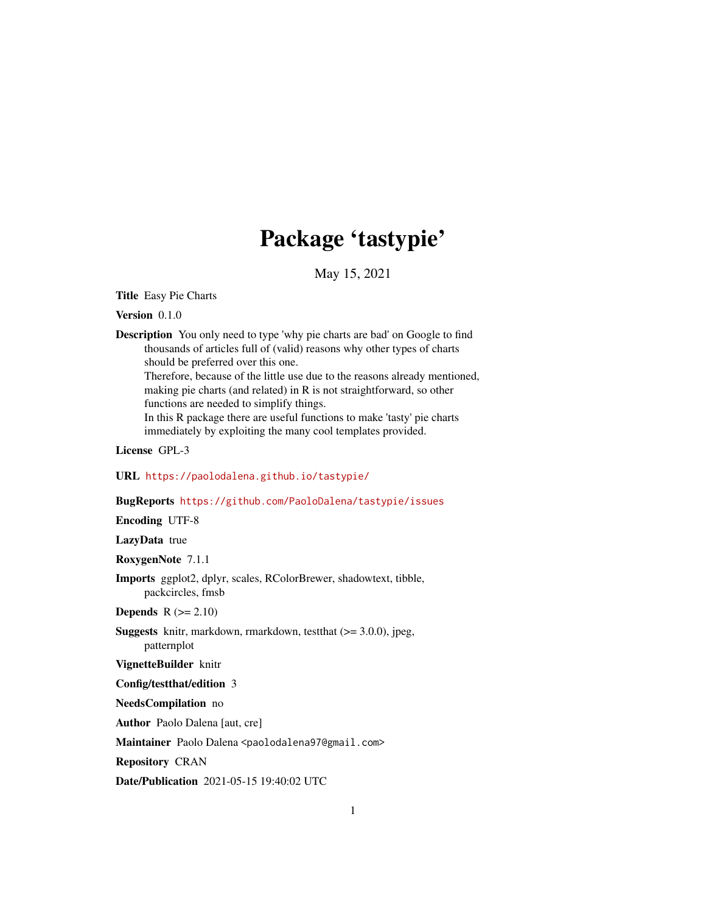# Package 'tastypie'

May 15, 2021

**Title** Easy Pie Charts

**Version** 0.1.0

**Description** You only need to type 'why pie charts are bad' on Google to find thousands of articles full of (valid) reasons why other types of charts should be preferred over this one.
Therefore, because of the little use due to the reasons already mentioned, making pie charts (and related) in R is not straightforward, so other functions are needed to simplify things.
In this R package there are useful functions to make 'tasty' pie charts immediately by exploiting the many cool templates provided.

**License** GPL-3

**URL** https://paolodalena.github.io/tastypie/

**BugReports** https://github.com/PaoloDalena/tastypie/issues

**Encoding** UTF-8

**LazyData** true

**RoxygenNote** 7.1.1

**Imports** ggplot2, dplyr, scales, RColorBrewer, shadowtext, tibble, packcircles, fmsb

**Depends** R (>= 2.10)

**Suggests** knitr, markdown, rmarkdown, testthat (>= 3.0.0), jpeg, patternplot

**VignetteBuilder** knitr

**Config/testthat/edition** 3

**NeedsCompilation** no

**Author** Paolo Dalena [aut, cre]

**Maintainer** Paolo Dalena <paolodalena97@gmail.com>

**Repository** CRAN

**Date/Publication** 2021-05-15 19:40:02 UTC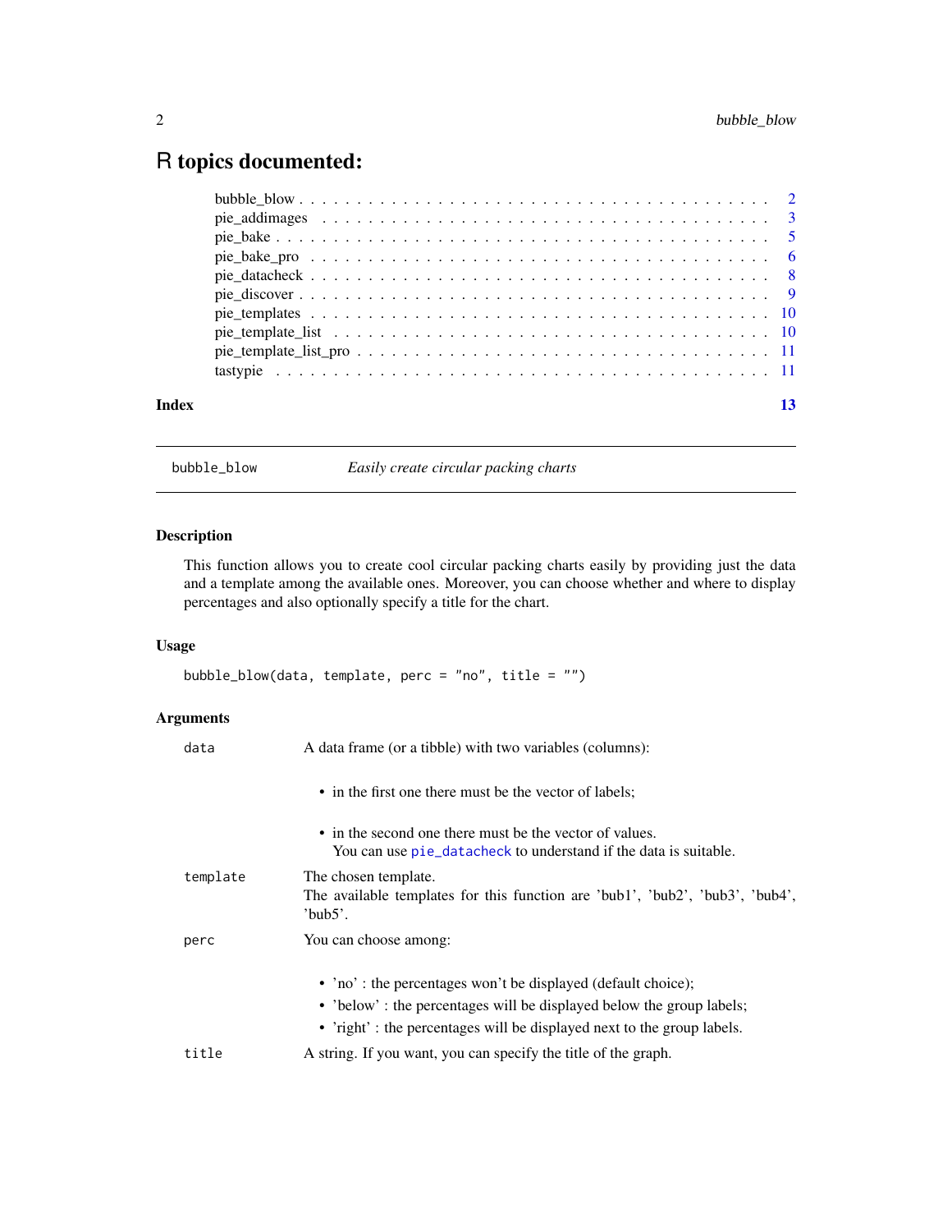# R topics documented:

| | |
|---|---|
| bubble_blow | 2 |
| pie_addimages | 3 |
| pie_bake | 5 |
| pie_bake_pro | 6 |
| pie_datacheck | 8 |
| pie_discover | 9 |
| pie_templates | 10 |
| pie_template_list | 10 |
| pie_template_list_pro | 11 |
| tastypie | 11 |

**Index** 13

---

`bubble_blow` *Easily create circular packing charts*

---

## Description

This function allows you to create cool circular packing charts easily by providing just the data and a template among the available ones. Moreover, you can choose whether and where to display percentages and also optionally specify a title for the chart.

## Usage

```
bubble_blow(data, template, perc = "no", title = "")
```

## Arguments

`data` A data frame (or a tibble) with two variables (columns):

- in the first one there must be the vector of labels;
- in the second one there must be the vector of values.
  You can use `pie_datacheck` to understand if the data is suitable.

`template` The chosen template.
The available templates for this function are 'bub1', 'bub2', 'bub3', 'bub4', 'bub5'.

`perc` You can choose among:

- 'no' : the percentages won't be displayed (default choice);
- 'below' : the percentages will be displayed below the group labels;
- 'right' : the percentages will be displayed next to the group labels.

`title` A string. If you want, you can specify the title of the graph.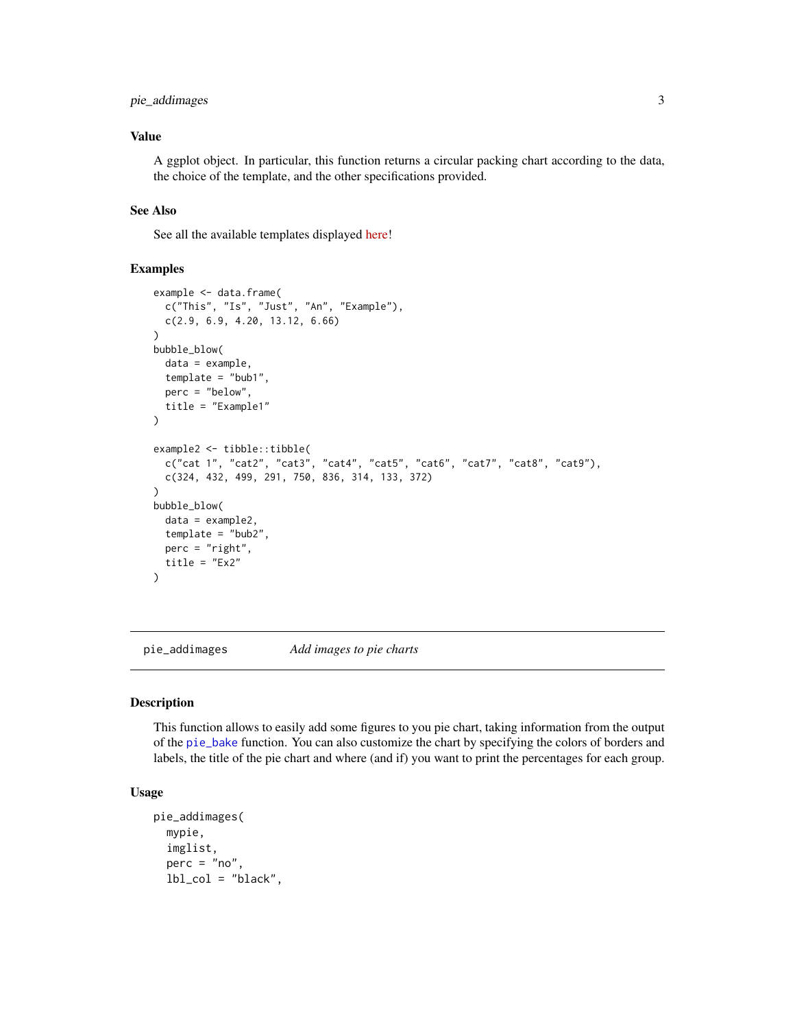### Value

A ggplot object. In particular, this function returns a circular packing chart according to the data, the choice of the template, and the other specifications provided.

### See Also

See all the available templates displayed here!

### Examples

```
example <- data.frame(
  c("This", "Is", "Just", "An", "Example"),
  c(2.9, 6.9, 4.20, 13.12, 6.66)
)
bubble_blow(
  data = example,
  template = "bub1",
  perc = "below",
  title = "Example1"
)

example2 <- tibble::tibble(
  c("cat 1", "cat2", "cat3", "cat4", "cat5", "cat6", "cat7", "cat8", "cat9"),
  c(324, 432, 499, 291, 750, 836, 314, 133, 372)
)
bubble_blow(
  data = example2,
  template = "bub2",
  perc = "right",
  title = "Ex2"
)
```

---

## pie_addimages    *Add images to pie charts*

---

### Description

This function allows to easily add some figures to you pie chart, taking information from the output of the `pie_bake` function. You can also customize the chart by specifying the colors of borders and labels, the title of the pie chart and where (and if) you want to print the percentages for each group.

### Usage

```
pie_addimages(
  mypie,
  imglist,
  perc = "no",
  lbl_col = "black",
```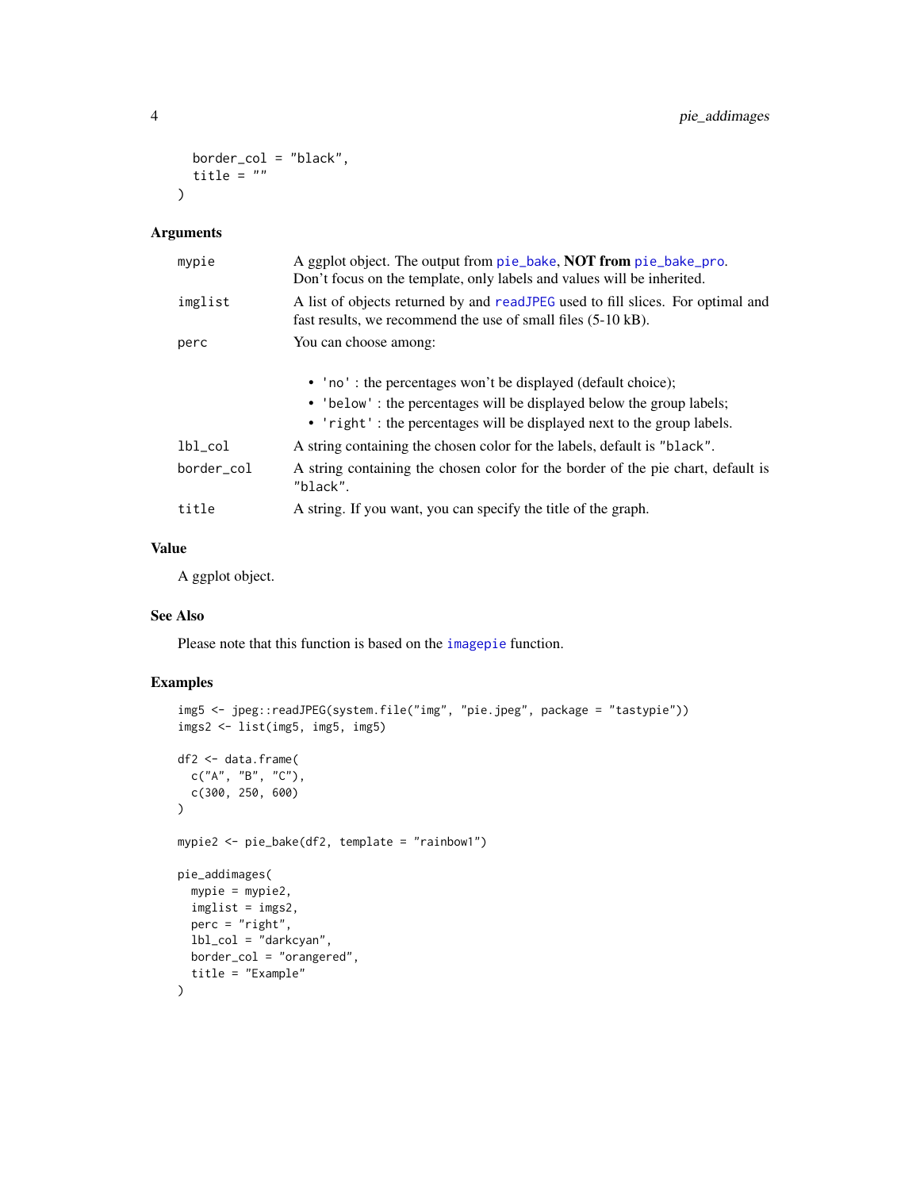```
  border_col = "black",
  title = ""
)
```

### Arguments

| | |
|---|---|
| mypie | A ggplot object. The output from pie_bake, **NOT from** pie_bake_pro. Don't focus on the template, only labels and values will be inherited. |
| imglist | A list of objects returned by and readJPEG used to fill slices. For optimal and fast results, we recommend the use of small files (5-10 kB). |
| perc | You can choose among:<br>• 'no' : the percentages won't be displayed (default choice);<br>• 'below' : the percentages will be displayed below the group labels;<br>• 'right' : the percentages will be displayed next to the group labels. |
| lbl_col | A string containing the chosen color for the labels, default is "black". |
| border_col | A string containing the chosen color for the border of the pie chart, default is "black". |
| title | A string. If you want, you can specify the title of the graph. |

### Value

A ggplot object.

### See Also

Please note that this function is based on the imagepie function.

### Examples

```
img5 <- jpeg::readJPEG(system.file("img", "pie.jpeg", package = "tastypie"))
imgs2 <- list(img5, img5, img5)

df2 <- data.frame(
  c("A", "B", "C"),
  c(300, 250, 600)
)

mypie2 <- pie_bake(df2, template = "rainbow1")

pie_addimages(
  mypie = mypie2,
  imglist = imgs2,
  perc = "right",
  lbl_col = "darkcyan",
  border_col = "orangered",
  title = "Example"
)
```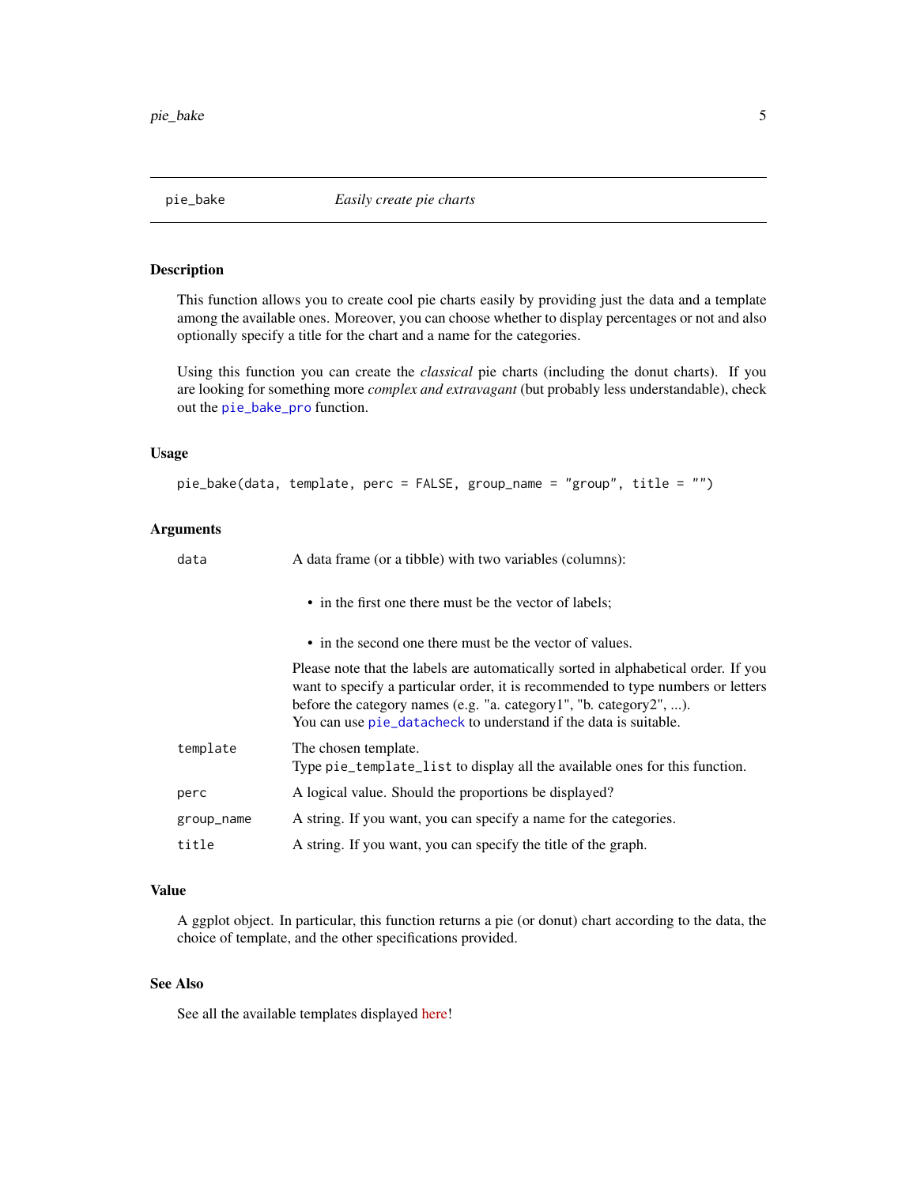## pie_bake    *Easily create pie charts*

### Description

This function allows you to create cool pie charts easily by providing just the data and a template among the available ones. Moreover, you can choose whether to display percentages or not and also optionally specify a title for the chart and a name for the categories.

Using this function you can create the *classical* pie charts (including the donut charts). If you are looking for something more *complex and extravagant* (but probably less understandable), check out the pie_bake_pro function.

### Usage

```
pie_bake(data, template, perc = FALSE, group_name = "group", title = "")
```

### Arguments

| | |
|---|---|
| data | A data frame (or a tibble) with two variables (columns): <br>• in the first one there must be the vector of labels; <br>• in the second one there must be the vector of values. <br>Please note that the labels are automatically sorted in alphabetical order. If you want to specify a particular order, it is recommended to type numbers or letters before the category names (e.g. "a. category1", "b. category2", ...). <br>You can use pie_datacheck to understand if the data is suitable. |
| template | The chosen template. <br>Type pie_template_list to display all the available ones for this function. |
| perc | A logical value. Should the proportions be displayed? |
| group_name | A string. If you want, you can specify a name for the categories. |
| title | A string. If you want, you can specify the title of the graph. |

### Value

A ggplot object. In particular, this function returns a pie (or donut) chart according to the data, the choice of template, and the other specifications provided.

### See Also

See all the available templates displayed here!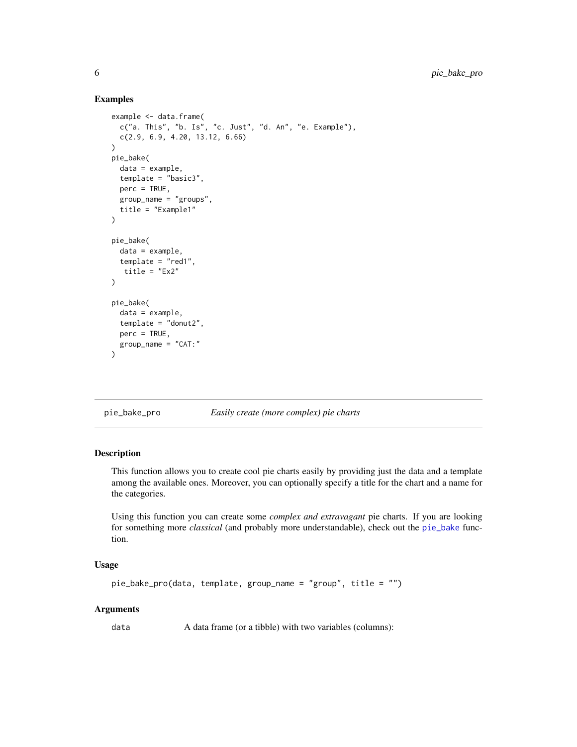## Examples

```
example <- data.frame(
  c("a. This", "b. Is", "c. Just", "d. An", "e. Example"),
  c(2.9, 6.9, 4.20, 13.12, 6.66)
)
pie_bake(
  data = example,
  template = "basic3",
  perc = TRUE,
  group_name = "groups",
  title = "Example1"
)

pie_bake(
  data = example,
  template = "red1",
   title = "Ex2"
)

pie_bake(
  data = example,
  template = "donut2",
  perc = TRUE,
  group_name = "CAT:"
)
```

---

# pie_bake_pro — *Easily create (more complex) pie charts*

## Description

This function allows you to create cool pie charts easily by providing just the data and a template among the available ones. Moreover, you can optionally specify a title for the chart and a name for the categories.

Using this function you can create some *complex and extravagant* pie charts. If you are looking for something more *classical* (and probably more understandable), check out the pie_bake function.

## Usage

```
pie_bake_pro(data, template, group_name = "group", title = "")
```

## Arguments

`data` A data frame (or a tibble) with two variables (columns):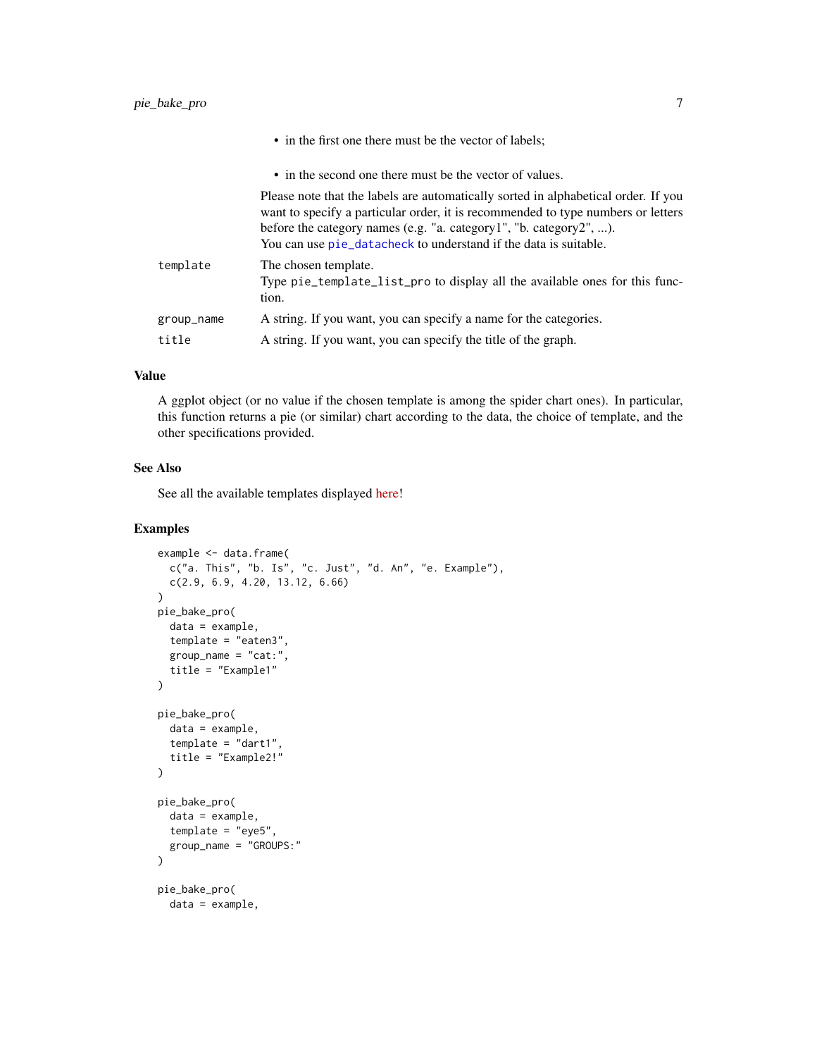- in the first one there must be the vector of labels;
- in the second one there must be the vector of values.

Please note that the labels are automatically sorted in alphabetical order. If you want to specify a particular order, it is recommended to type numbers or letters before the category names (e.g. "a. category1", "b. category2", ...).
You can use pie_datacheck to understand if the data is suitable.

| | |
|---|---|
| template | The chosen template. Type pie_template_list_pro to display all the available ones for this function. |
| group_name | A string. If you want, you can specify a name for the categories. |
| title | A string. If you want, you can specify the title of the graph. |

### Value

A ggplot object (or no value if the chosen template is among the spider chart ones). In particular, this function returns a pie (or similar) chart according to the data, the choice of template, and the other specifications provided.

### See Also

See all the available templates displayed here!

### Examples

```
example <- data.frame(
  c("a. This", "b. Is", "c. Just", "d. An", "e. Example"),
  c(2.9, 6.9, 4.20, 13.12, 6.66)
)
pie_bake_pro(
  data = example,
  template = "eaten3",
  group_name = "cat:",
  title = "Example1"
)

pie_bake_pro(
  data = example,
  template = "dart1",
  title = "Example2!"
)

pie_bake_pro(
  data = example,
  template = "eye5",
  group_name = "GROUPS:"
)

pie_bake_pro(
  data = example,
```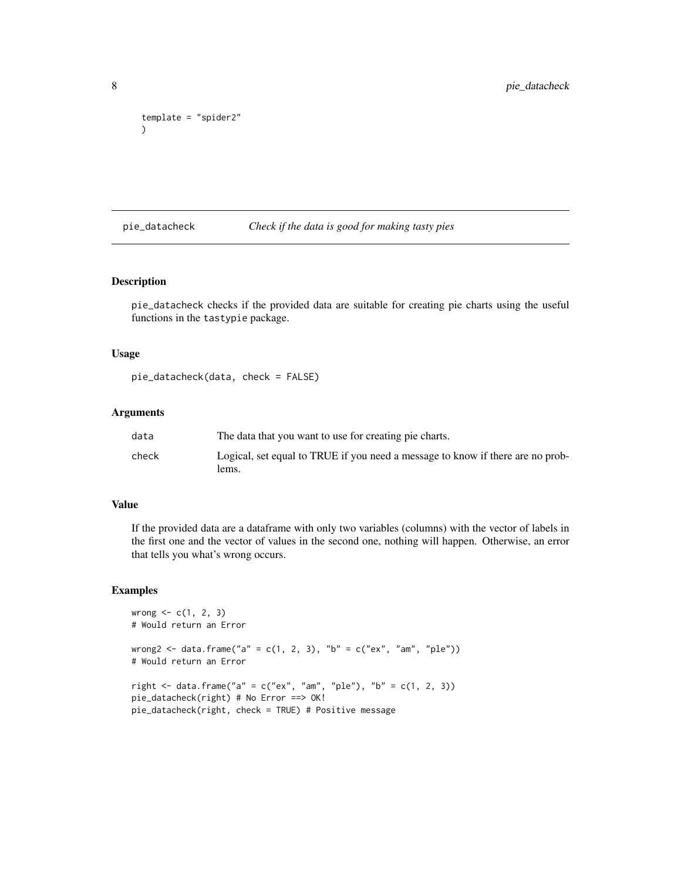```
template = "spider2"
)
```

## pie_datacheck — *Check if the data is good for making tasty pies*

### Description

`pie_datacheck` checks if the provided data are suitable for creating pie charts using the useful functions in the `tastypie` package.

### Usage

```
pie_datacheck(data, check = FALSE)
```

### Arguments

| | |
|---|---|
| `data` | The data that you want to use for creating pie charts. |
| `check` | Logical, set equal to TRUE if you need a message to know if there are no problems. |

### Value

If the provided data are a dataframe with only two variables (columns) with the vector of labels in the first one and the vector of values in the second one, nothing will happen. Otherwise, an error that tells you what's wrong occurs.

### Examples

```
wrong <- c(1, 2, 3)
# Would return an Error

wrong2 <- data.frame("a" = c(1, 2, 3), "b" = c("ex", "am", "ple"))
# Would return an Error

right <- data.frame("a" = c("ex", "am", "ple"), "b" = c(1, 2, 3))
pie_datacheck(right) # No Error ==> OK!
pie_datacheck(right, check = TRUE) # Positive message
```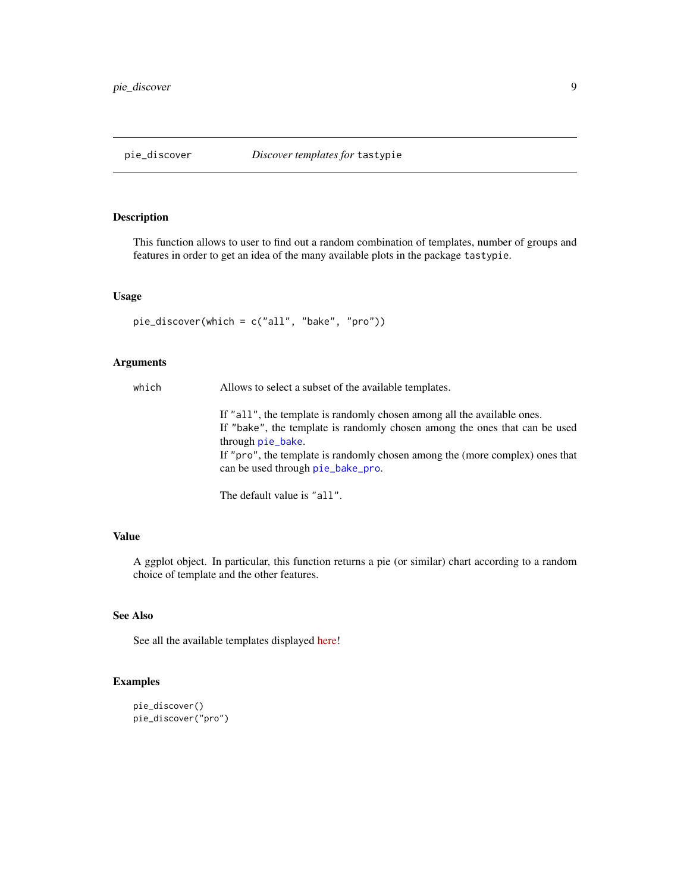pie_discover — *Discover templates for* `tastypie`

## Description

This function allows to user to find out a random combination of templates, number of groups and features in order to get an idea of the many available plots in the package `tastypie`.

## Usage

```
pie_discover(which = c("all", "bake", "pro"))
```

## Arguments

| | |
|---|---|
| `which` | Allows to select a subset of the available templates.<br><br>If `"all"`, the template is randomly chosen among all the available ones.<br>If `"bake"`, the template is randomly chosen among the ones that can be used through `pie_bake`.<br>If `"pro"`, the template is randomly chosen among the (more complex) ones that can be used through `pie_bake_pro`.<br><br>The default value is `"all"`. |

## Value

A ggplot object. In particular, this function returns a pie (or similar) chart according to a random choice of template and the other features.

## See Also

See all the available templates displayed here!

## Examples

```
pie_discover()
pie_discover("pro")
```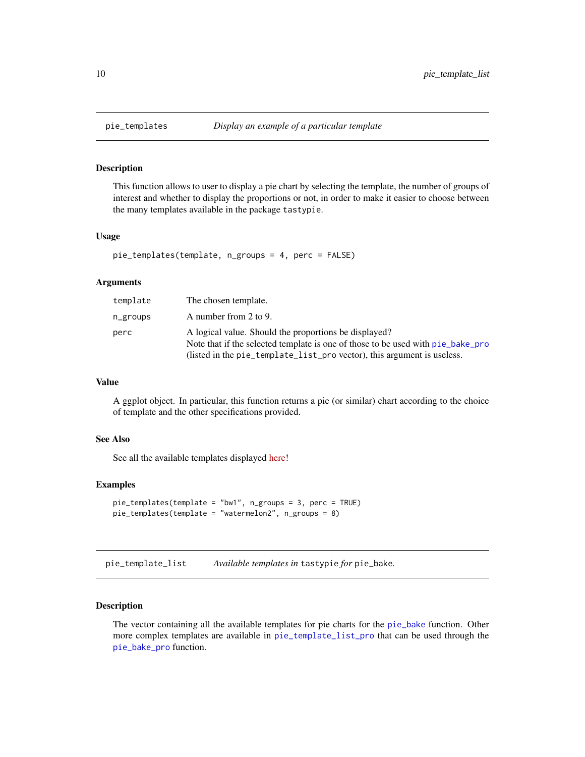## pie_templates — *Display an example of a particular template*

### Description

This function allows to user to display a pie chart by selecting the template, the number of groups of interest and whether to display the proportions or not, in order to make it easier to choose between the many templates available in the package `tastypie`.

### Usage

```
pie_templates(template, n_groups = 4, perc = FALSE)
```

### Arguments

| | |
|---|---|
| `template` | The chosen template. |
| `n_groups` | A number from 2 to 9. |
| `perc` | A logical value. Should the proportions be displayed? Note that if the selected template is one of those to be used with `pie_bake_pro` (listed in the `pie_template_list_pro` vector), this argument is useless. |

### Value

A ggplot object. In particular, this function returns a pie (or similar) chart according to the choice of template and the other specifications provided.

### See Also

See all the available templates displayed here!

### Examples

```
pie_templates(template = "bw1", n_groups = 3, perc = TRUE)
pie_templates(template = "watermelon2", n_groups = 8)
```

## pie_template_list — *Available templates in* `tastypie` *for* `pie_bake`.

### Description

The vector containing all the available templates for pie charts for the `pie_bake` function. Other more complex templates are available in `pie_template_list_pro` that can be used through the `pie_bake_pro` function.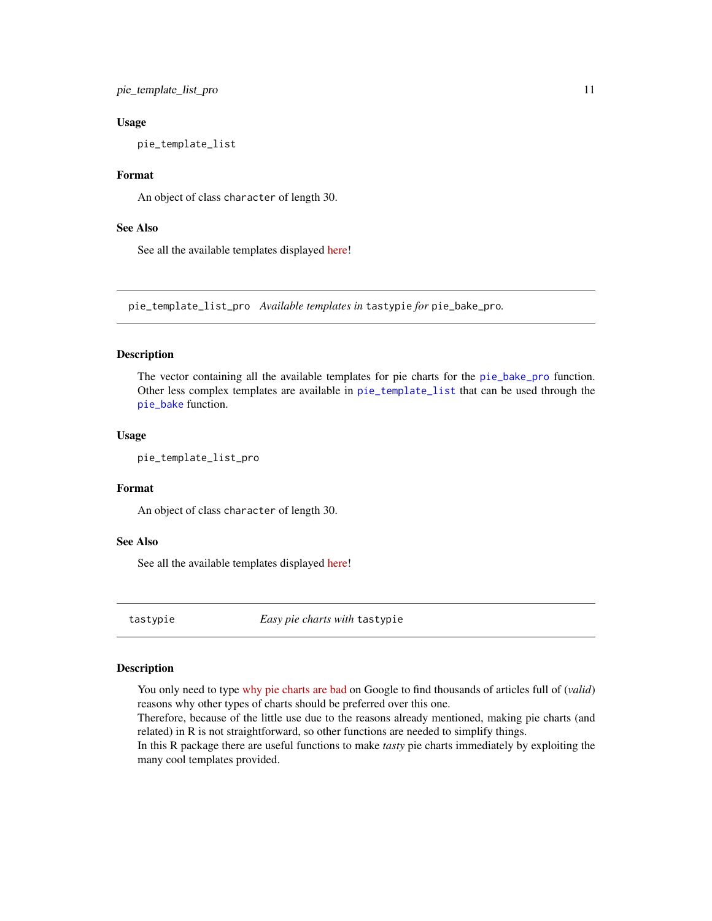### Usage

```
pie_template_list
```

### Format

An object of class `character` of length 30.

### See Also

See all the available templates displayed here!

---

## pie_template_list_pro *Available templates in* `tastypie` *for* `pie_bake_pro`.

---

### Description

The vector containing all the available templates for pie charts for the `pie_bake_pro` function. Other less complex templates are available in `pie_template_list` that can be used through the `pie_bake` function.

### Usage

```
pie_template_list_pro
```

### Format

An object of class `character` of length 30.

### See Also

See all the available templates displayed here!

---

## tastypie *Easy pie charts with* `tastypie`

---

### Description

You only need to type why pie charts are bad on Google to find thousands of articles full of (*valid*) reasons why other types of charts should be preferred over this one.
Therefore, because of the little use due to the reasons already mentioned, making pie charts (and related) in R is not straightforward, so other functions are needed to simplify things.
In this R package there are useful functions to make *tasty* pie charts immediately by exploiting the many cool templates provided.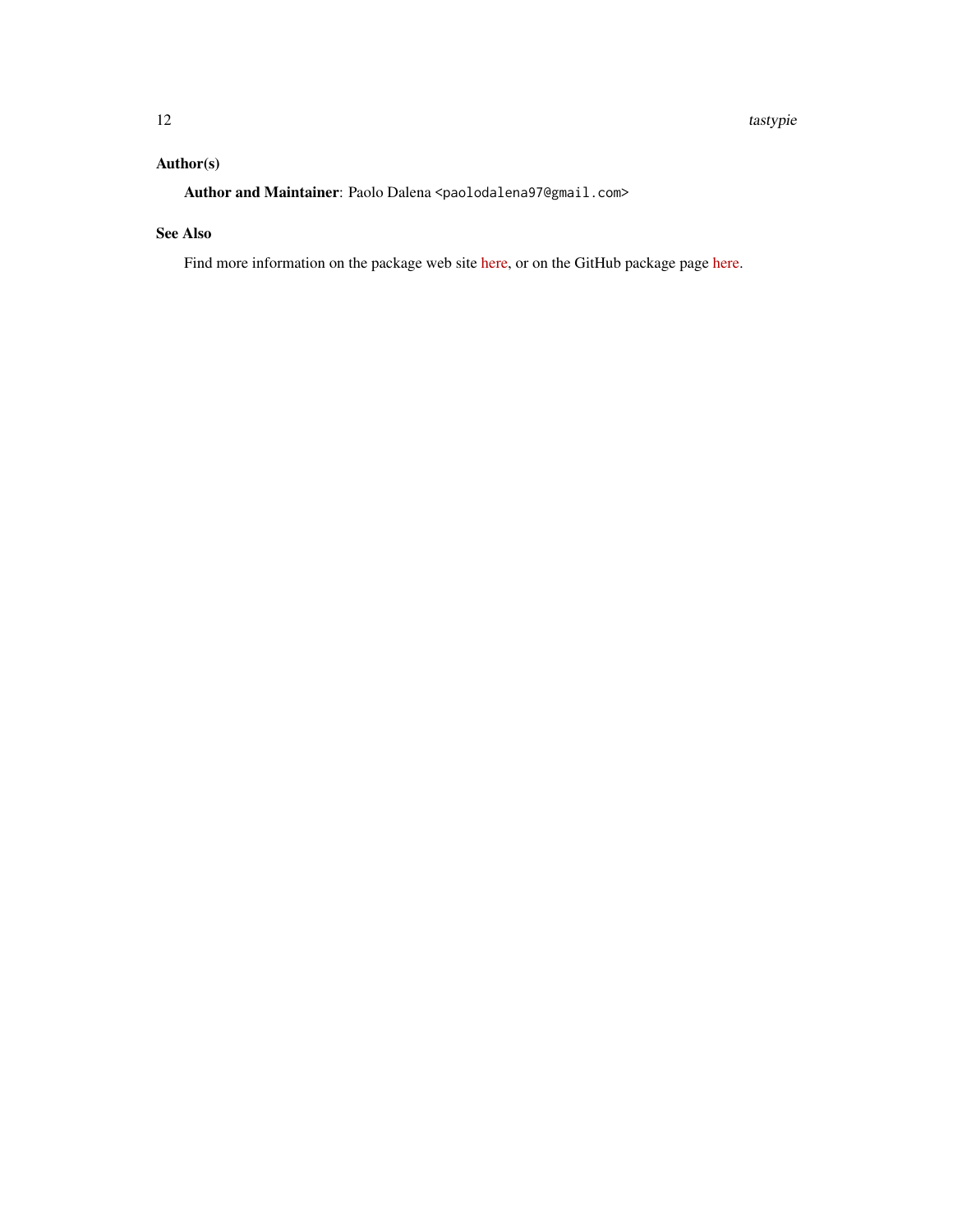## Author(s)

**Author and Maintainer**: Paolo Dalena <paolodalena97@gmail.com>

## See Also

Find more information on the package web site here, or on the GitHub package page here.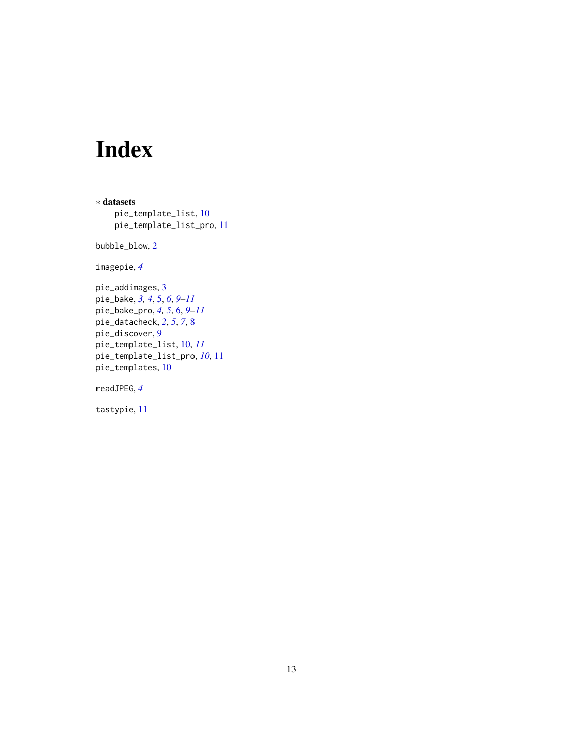# Index

∗ **datasets**

    pie_template_list, 10
    pie_template_list_pro, 11

bubble_blow, 2

imagepie, *4*

pie_addimages, 3
pie_bake, *3, 4*, 5, *6*, *9–11*
pie_bake_pro, *4, 5*, 6, *9–11*
pie_datacheck, *2*, *5*, *7*, 8
pie_discover, 9
pie_template_list, 10, *11*
pie_template_list_pro, *10*, 11
pie_templates, 10

readJPEG, *4*

tastypie, 11